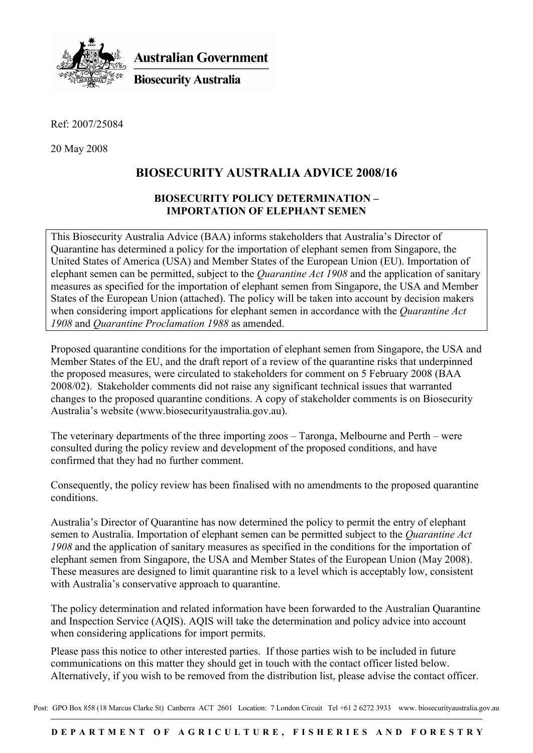Australian Government

Biosecurity Australia

Ref: 2007/25084

20 May 2008

# BIOSECURITY AUSTRALIA ADVICE 2008/16

## BIOSECURITY POLICY DETERMINATION – IMPORTATION OF ELEPHANT SEMEN

This Biosecurity Australia Advice (BAA) informs stakeholders that Australia's Director of Quarantine has determined a policy for the importation of elephant semen from Singapore, the United States of America (USA) and Member States of the European Union (EU). Importation of elephant semen can be permitted, subject to the *Quarantine Act 1908* and the application of sanitary measures as specified for the importation of elephant semen from Singapore, the USA and Member States of the European Union (attached). The policy will be taken into account by decision makers when considering import applications for elephant semen in accordance with the *Quarantine Act 1908* and *Quarantine Proclamation 1988* as amended.

Proposed quarantine conditions for the importation of elephant semen from Singapore, the USA and Member States of the EU, and the draft report of a review of the quarantine risks that underpinned the proposed measures, were circulated to stakeholders for comment on 5 February 2008 (BAA 2008/02). Stakeholder comments did not raise any significant technical issues that warranted changes to the proposed quarantine conditions. A copy of stakeholder comments is on Biosecurity Australia's website (www.biosecurityaustralia.gov.au).

The veterinary departments of the three importing zoos – Taronga, Melbourne and Perth – were consulted during the policy review and development of the proposed conditions, and have confirmed that they had no further comment.

Consequently, the policy review has been finalised with no amendments to the proposed quarantine conditions.

Australia's Director of Quarantine has now determined the policy to permit the entry of elephant semen to Australia. Importation of elephant semen can be permitted subject to the *Quarantine Act 1908* and the application of sanitary measures as specified in the conditions for the importation of elephant semen from Singapore, the USA and Member States of the European Union (May 2008). These measures are designed to limit quarantine risk to a level which is acceptably low, consistent with Australia's conservative approach to quarantine.

The policy determination and related information have been forwarded to the Australian Quarantine and Inspection Service (AQIS). AQIS will take the determination and policy advice into account when considering applications for import permits.

Please pass this notice to other interested parties. If those parties wish to be included in future communications on this matter they should get in touch with the contact officer listed below. Alternatively, if you wish to be removed from the distribution list, please advise the contact officer.

Post: GPO Box 858 (18 Marcus Clarke St) Canberra ACT 2601 Location: 7 London Circuit Tel +61 2 6272 3933 www. biosecurityaustralia.gov.au

DEPARTMENT OF AGRICULTURE, FISHERIES AND FORESTRY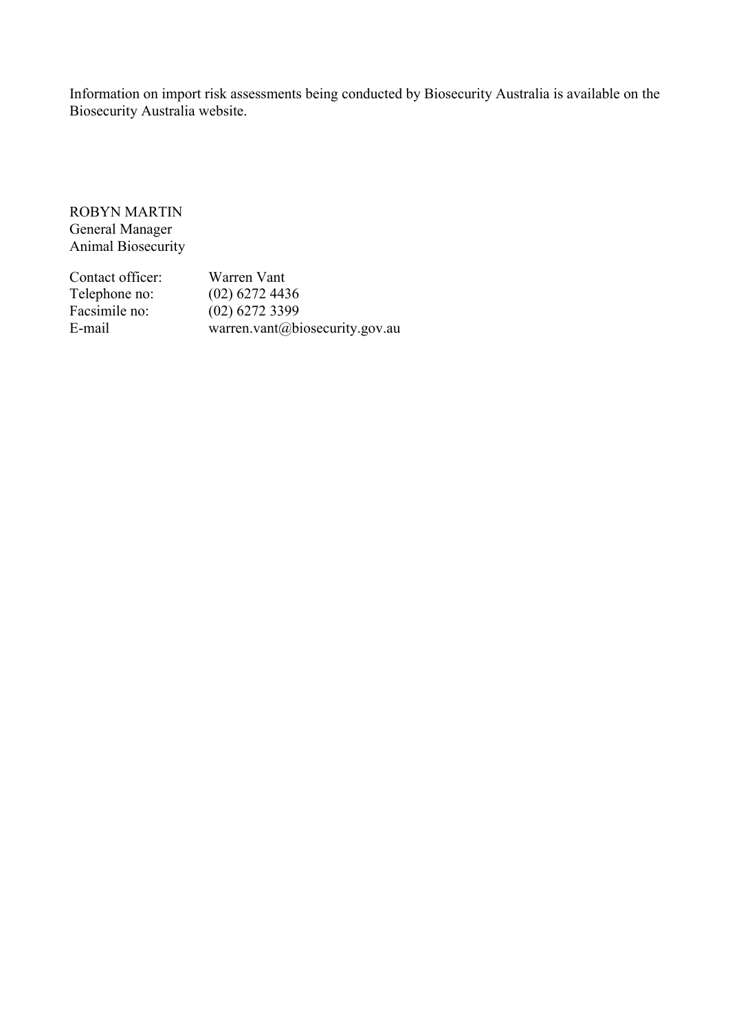Information on import risk assessments being conducted by Biosecurity Australia is available on the Biosecurity Australia website.

ROBYN MARTIN
General Manager
Animal Biosecurity

| | |
|---|---|
| Contact officer: | Warren Vant |
| Telephone no: | (02) 6272 4436 |
| Facsimile no: | (02) 6272 3399 |
| E-mail | warren.vant@biosecurity.gov.au |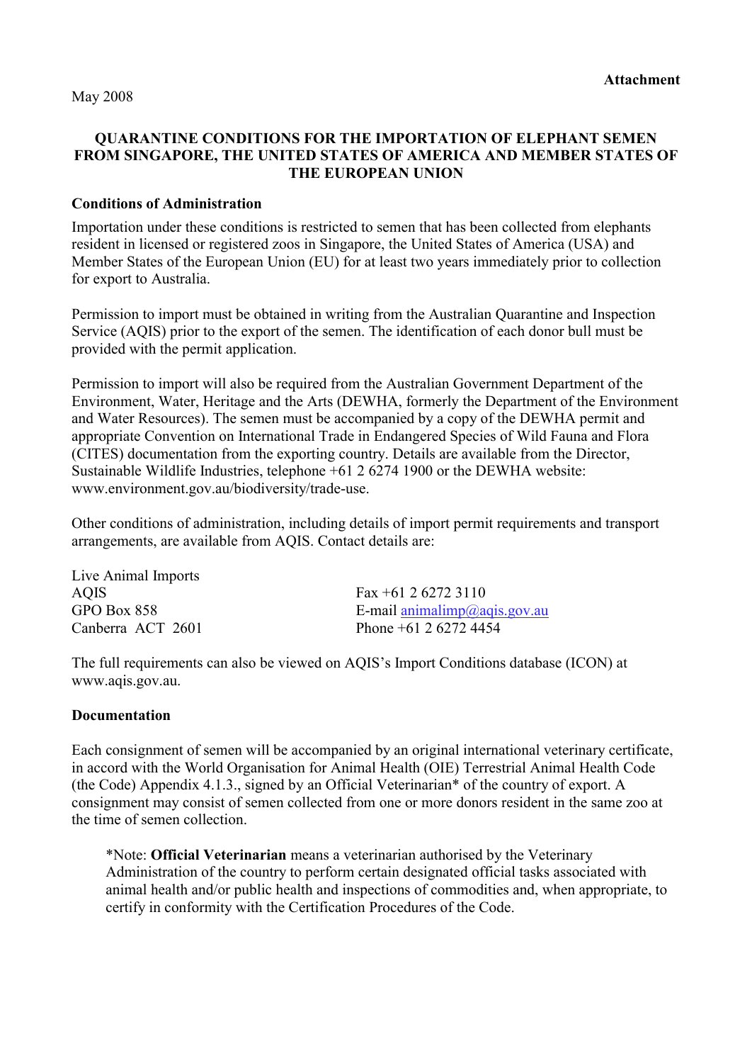**Attachment**

May 2008

## QUARANTINE CONDITIONS FOR THE IMPORTATION OF ELEPHANT SEMEN FROM SINGAPORE, THE UNITED STATES OF AMERICA AND MEMBER STATES OF THE EUROPEAN UNION

### Conditions of Administration

Importation under these conditions is restricted to semen that has been collected from elephants resident in licensed or registered zoos in Singapore, the United States of America (USA) and Member States of the European Union (EU) for at least two years immediately prior to collection for export to Australia.

Permission to import must be obtained in writing from the Australian Quarantine and Inspection Service (AQIS) prior to the export of the semen. The identification of each donor bull must be provided with the permit application.

Permission to import will also be required from the Australian Government Department of the Environment, Water, Heritage and the Arts (DEWHA, formerly the Department of the Environment and Water Resources). The semen must be accompanied by a copy of the DEWHA permit and appropriate Convention on International Trade in Endangered Species of Wild Fauna and Flora (CITES) documentation from the exporting country. Details are available from the Director, Sustainable Wildlife Industries, telephone +61 2 6274 1900 or the DEWHA website: www.environment.gov.au/biodiversity/trade-use.

Other conditions of administration, including details of import permit requirements and transport arrangements, are available from AQIS. Contact details are:

Live Animal Imports
AQIS
GPO Box 858
Canberra ACT 2601

Fax +61 2 6272 3110
E-mail animalimp@aqis.gov.au
Phone +61 2 6272 4454

The full requirements can also be viewed on AQIS's Import Conditions database (ICON) at www.aqis.gov.au.

### Documentation

Each consignment of semen will be accompanied by an original international veterinary certificate, in accord with the World Organisation for Animal Health (OIE) Terrestrial Animal Health Code (the Code) Appendix 4.1.3., signed by an Official Veterinarian* of the country of export. A consignment may consist of semen collected from one or more donors resident in the same zoo at the time of semen collection.

> *Note: **Official Veterinarian** means a veterinarian authorised by the Veterinary Administration of the country to perform certain designated official tasks associated with animal health and/or public health and inspections of commodities and, when appropriate, to certify in conformity with the Certification Procedures of the Code.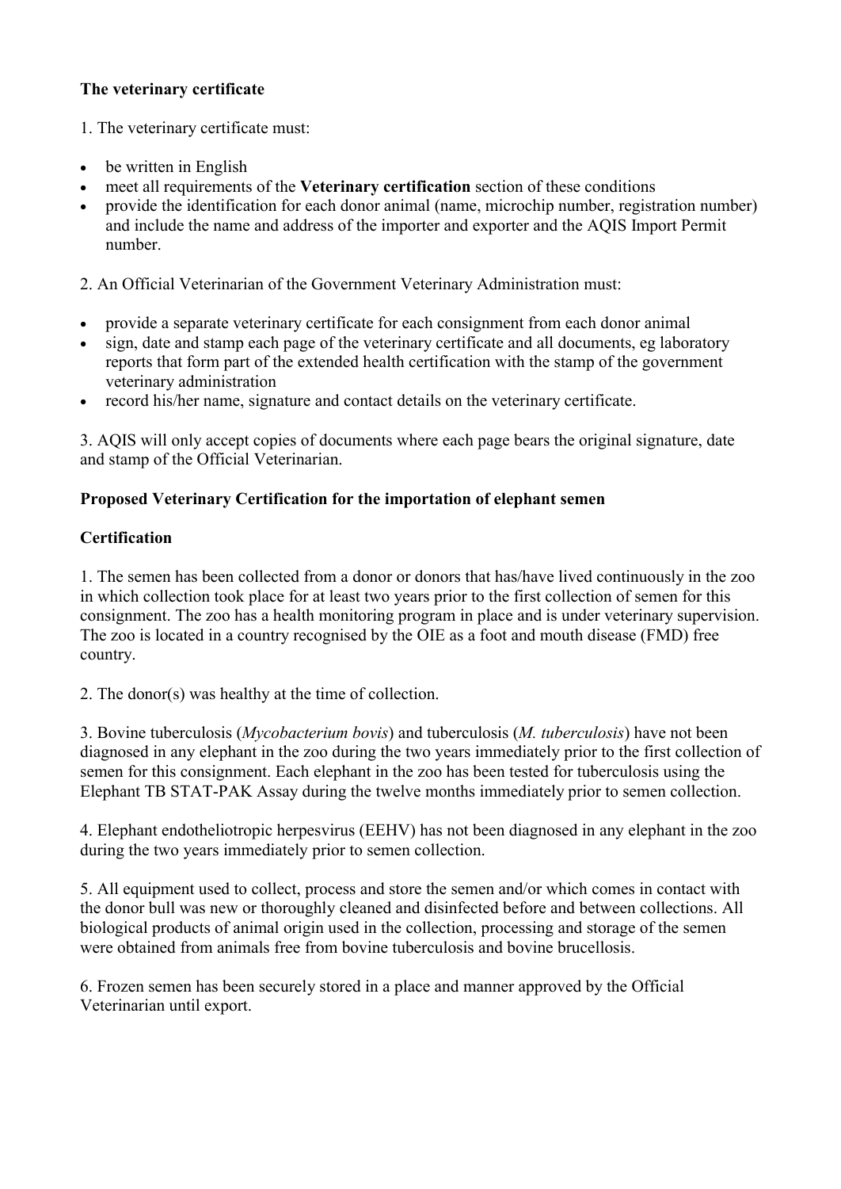**The veterinary certificate**

1. The veterinary certificate must:

- be written in English
- meet all requirements of the **Veterinary certification** section of these conditions
- provide the identification for each donor animal (name, microchip number, registration number) and include the name and address of the importer and exporter and the AQIS Import Permit number.

2. An Official Veterinarian of the Government Veterinary Administration must:

- provide a separate veterinary certificate for each consignment from each donor animal
- sign, date and stamp each page of the veterinary certificate and all documents, eg laboratory reports that form part of the extended health certification with the stamp of the government veterinary administration
- record his/her name, signature and contact details on the veterinary certificate.

3. AQIS will only accept copies of documents where each page bears the original signature, date and stamp of the Official Veterinarian.

**Proposed Veterinary Certification for the importation of elephant semen**

**Certification**

1. The semen has been collected from a donor or donors that has/have lived continuously in the zoo in which collection took place for at least two years prior to the first collection of semen for this consignment. The zoo has a health monitoring program in place and is under veterinary supervision. The zoo is located in a country recognised by the OIE as a foot and mouth disease (FMD) free country.

2. The donor(s) was healthy at the time of collection.

3. Bovine tuberculosis (*Mycobacterium bovis*) and tuberculosis (*M. tuberculosis*) have not been diagnosed in any elephant in the zoo during the two years immediately prior to the first collection of semen for this consignment. Each elephant in the zoo has been tested for tuberculosis using the Elephant TB STAT-PAK Assay during the twelve months immediately prior to semen collection.

4. Elephant endotheliotropic herpesvirus (EEHV) has not been diagnosed in any elephant in the zoo during the two years immediately prior to semen collection.

5. All equipment used to collect, process and store the semen and/or which comes in contact with the donor bull was new or thoroughly cleaned and disinfected before and between collections. All biological products of animal origin used in the collection, processing and storage of the semen were obtained from animals free from bovine tuberculosis and bovine brucellosis.

6. Frozen semen has been securely stored in a place and manner approved by the Official Veterinarian until export.